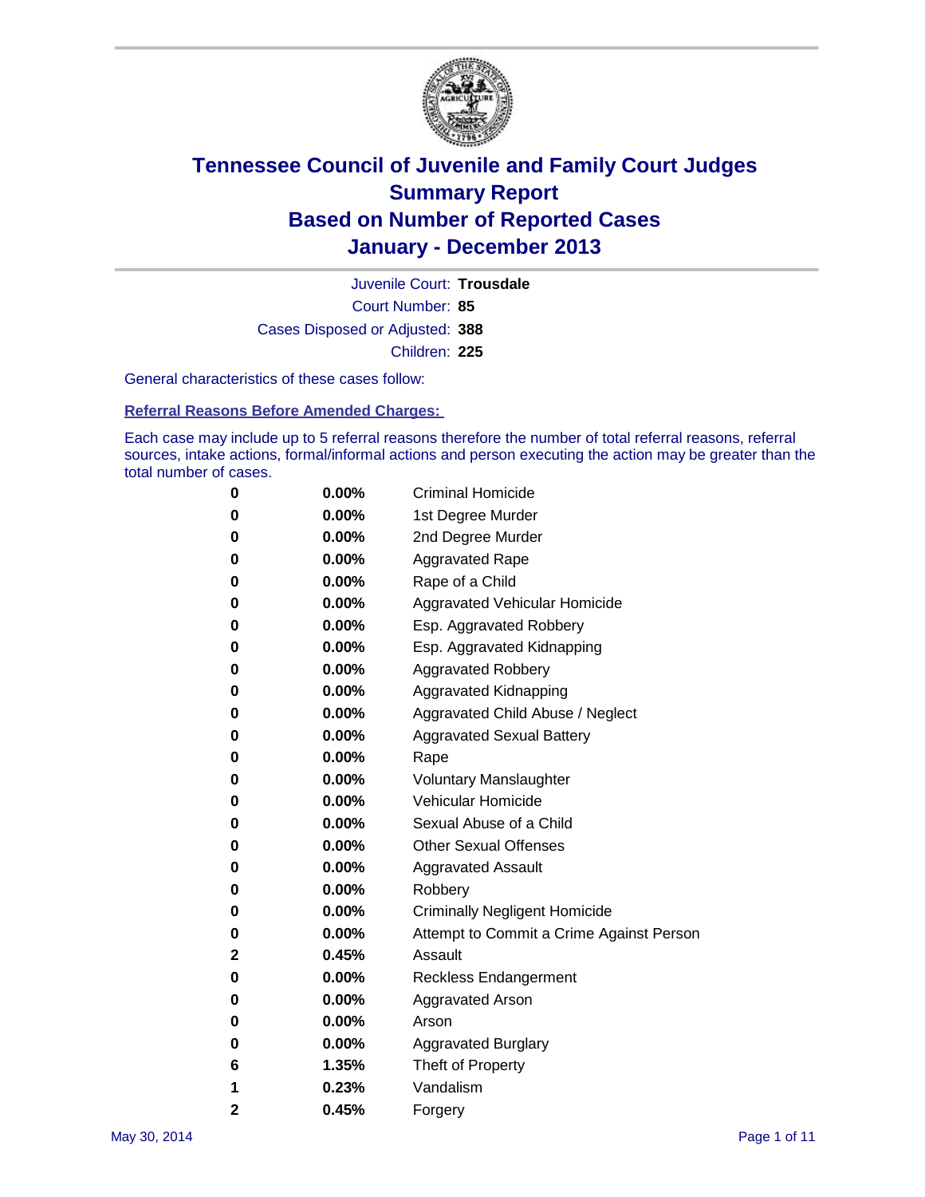# Tennessee Council of Juvenile and Family Court Judges
# Summary Report
# Based on Number of Reported Cases
# January - December 2013

Juvenile Court: **Trousdale**

Court Number: **85**

Cases Disposed or Adjusted: **388**

Children: **225**

General characteristics of these cases follow:

**Referral Reasons Before Amended Charges:**

Each case may include up to 5 referral reasons therefore the number of total referral reasons, referral sources, intake actions, formal/informal actions and person executing the action may be greater than the total number of cases.

| | | |
|---|---|---|
| 0 | 0.00% | Criminal Homicide |
| 0 | 0.00% | 1st Degree Murder |
| 0 | 0.00% | 2nd Degree Murder |
| 0 | 0.00% | Aggravated Rape |
| 0 | 0.00% | Rape of a Child |
| 0 | 0.00% | Aggravated Vehicular Homicide |
| 0 | 0.00% | Esp. Aggravated Robbery |
| 0 | 0.00% | Esp. Aggravated Kidnapping |
| 0 | 0.00% | Aggravated Robbery |
| 0 | 0.00% | Aggravated Kidnapping |
| 0 | 0.00% | Aggravated Child Abuse / Neglect |
| 0 | 0.00% | Aggravated Sexual Battery |
| 0 | 0.00% | Rape |
| 0 | 0.00% | Voluntary Manslaughter |
| 0 | 0.00% | Vehicular Homicide |
| 0 | 0.00% | Sexual Abuse of a Child |
| 0 | 0.00% | Other Sexual Offenses |
| 0 | 0.00% | Aggravated Assault |
| 0 | 0.00% | Robbery |
| 0 | 0.00% | Criminally Negligent Homicide |
| 0 | 0.00% | Attempt to Commit a Crime Against Person |
| 2 | 0.45% | Assault |
| 0 | 0.00% | Reckless Endangerment |
| 0 | 0.00% | Aggravated Arson |
| 0 | 0.00% | Arson |
| 0 | 0.00% | Aggravated Burglary |
| 6 | 1.35% | Theft of Property |
| 1 | 0.23% | Vandalism |
| 2 | 0.45% | Forgery |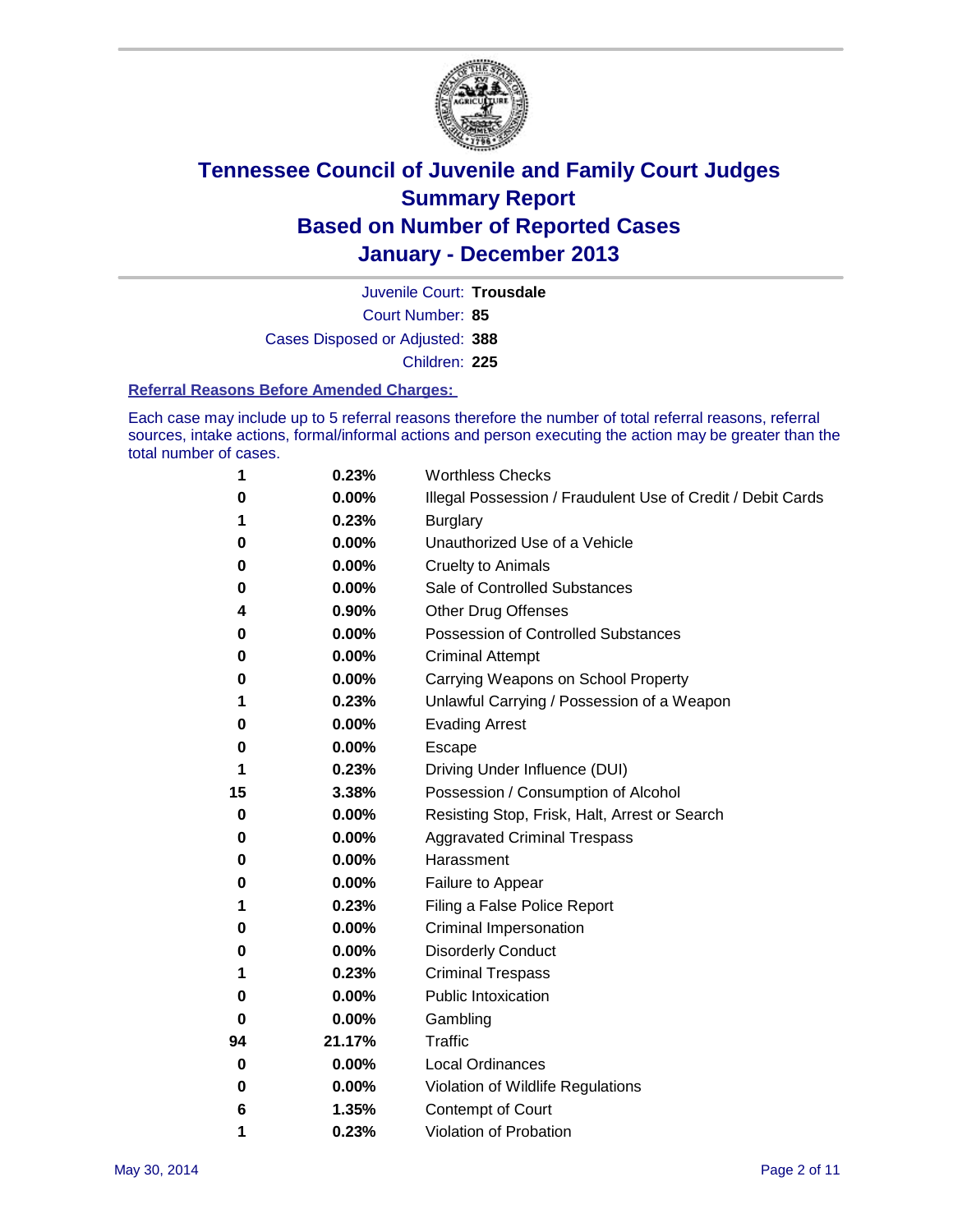# Tennessee Council of Juvenile and Family Court Judges
## Summary Report
## Based on Number of Reported Cases
## January - December 2013

Juvenile Court: **Trousdale**
Court Number: **85**
Cases Disposed or Adjusted: **388**
Children: **225**

### Referral Reasons Before Amended Charges:

Each case may include up to 5 referral reasons therefore the number of total referral reasons, referral sources, intake actions, formal/informal actions and person executing the action may be greater than the total number of cases.

| | | |
|---|---|---|
| 1 | 0.23% | Worthless Checks |
| 0 | 0.00% | Illegal Possession / Fraudulent Use of Credit / Debit Cards |
| 1 | 0.23% | Burglary |
| 0 | 0.00% | Unauthorized Use of a Vehicle |
| 0 | 0.00% | Cruelty to Animals |
| 0 | 0.00% | Sale of Controlled Substances |
| 4 | 0.90% | Other Drug Offenses |
| 0 | 0.00% | Possession of Controlled Substances |
| 0 | 0.00% | Criminal Attempt |
| 0 | 0.00% | Carrying Weapons on School Property |
| 1 | 0.23% | Unlawful Carrying / Possession of a Weapon |
| 0 | 0.00% | Evading Arrest |
| 0 | 0.00% | Escape |
| 1 | 0.23% | Driving Under Influence (DUI) |
| 15 | 3.38% | Possession / Consumption of Alcohol |
| 0 | 0.00% | Resisting Stop, Frisk, Halt, Arrest or Search |
| 0 | 0.00% | Aggravated Criminal Trespass |
| 0 | 0.00% | Harassment |
| 0 | 0.00% | Failure to Appear |
| 1 | 0.23% | Filing a False Police Report |
| 0 | 0.00% | Criminal Impersonation |
| 0 | 0.00% | Disorderly Conduct |
| 1 | 0.23% | Criminal Trespass |
| 0 | 0.00% | Public Intoxication |
| 0 | 0.00% | Gambling |
| 94 | 21.17% | Traffic |
| 0 | 0.00% | Local Ordinances |
| 0 | 0.00% | Violation of Wildlife Regulations |
| 6 | 1.35% | Contempt of Court |
| 1 | 0.23% | Violation of Probation |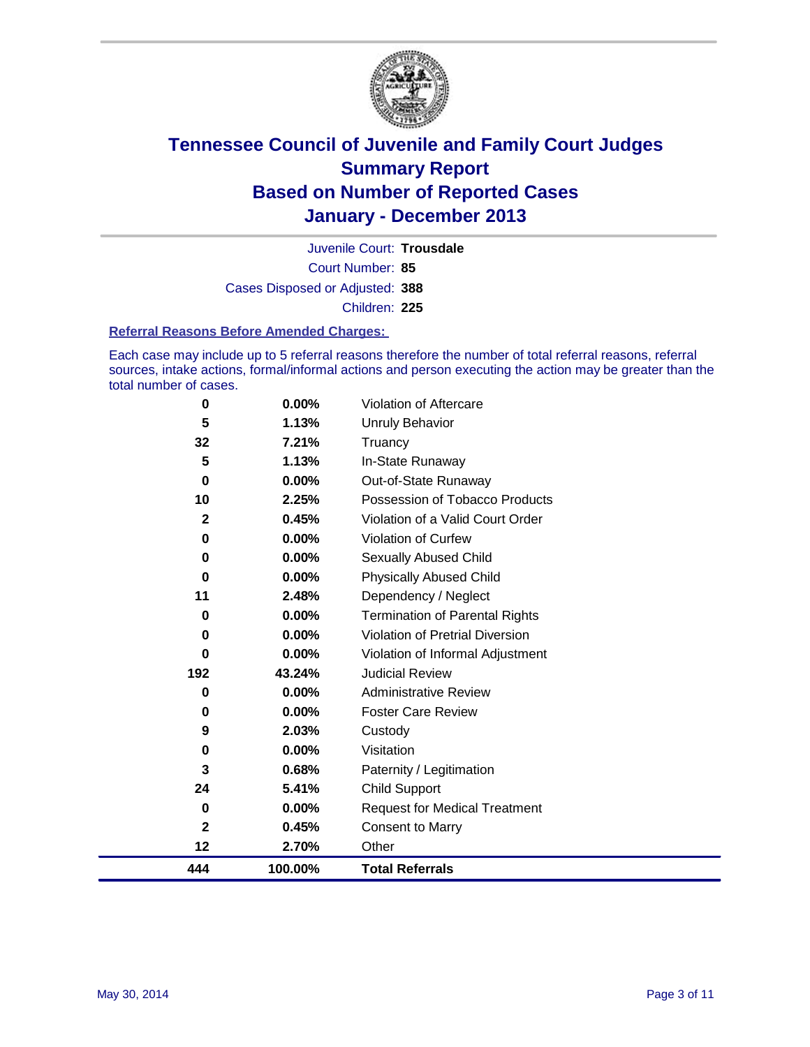# Tennessee Council of Juvenile and Family Court Judges
## Summary Report
## Based on Number of Reported Cases
## January - December 2013

Juvenile Court: **Trousdale**

Court Number: **85**

Cases Disposed or Adjusted: **388**

Children: **225**

### Referral Reasons Before Amended Charges:

Each case may include up to 5 referral reasons therefore the number of total referral reasons, referral sources, intake actions, formal/informal actions and person executing the action may be greater than the total number of cases.

| Count | Percent | Referral Reason |
|---|---|---|
| 0 | 0.00% | Violation of Aftercare |
| 5 | 1.13% | Unruly Behavior |
| 32 | 7.21% | Truancy |
| 5 | 1.13% | In-State Runaway |
| 0 | 0.00% | Out-of-State Runaway |
| 10 | 2.25% | Possession of Tobacco Products |
| 2 | 0.45% | Violation of a Valid Court Order |
| 0 | 0.00% | Violation of Curfew |
| 0 | 0.00% | Sexually Abused Child |
| 0 | 0.00% | Physically Abused Child |
| 11 | 2.48% | Dependency / Neglect |
| 0 | 0.00% | Termination of Parental Rights |
| 0 | 0.00% | Violation of Pretrial Diversion |
| 0 | 0.00% | Violation of Informal Adjustment |
| 192 | 43.24% | Judicial Review |
| 0 | 0.00% | Administrative Review |
| 0 | 0.00% | Foster Care Review |
| 9 | 2.03% | Custody |
| 0 | 0.00% | Visitation |
| 3 | 0.68% | Paternity / Legitimation |
| 24 | 5.41% | Child Support |
| 0 | 0.00% | Request for Medical Treatment |
| 2 | 0.45% | Consent to Marry |
| 12 | 2.70% | Other |
| **444** | **100.00%** | **Total Referrals** |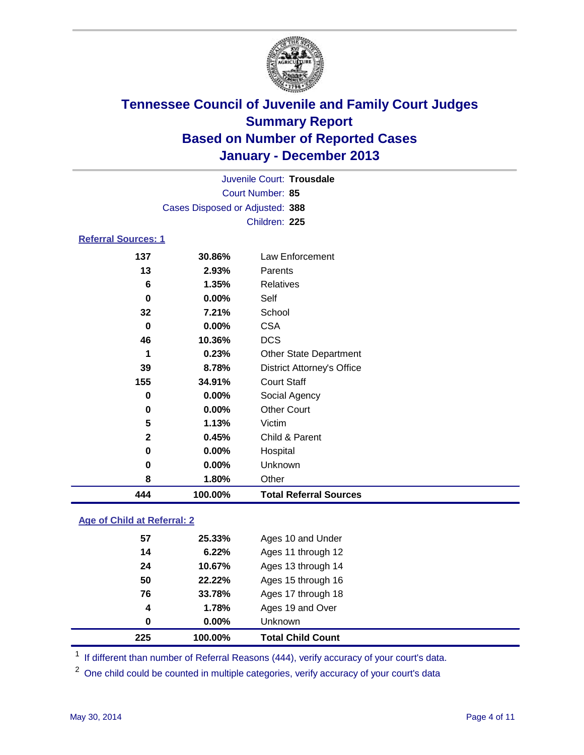# Tennessee Council of Juvenile and Family Court Judges
## Summary Report
## Based on Number of Reported Cases
## January - December 2013

Juvenile Court: **Trousdale**
Court Number: **85**
Cases Disposed or Adjusted: **388**
Children: **225**

### Referral Sources: 1

| Count | Percent | Source |
|---|---|---|
| 137 | 30.86% | Law Enforcement |
| 13 | 2.93% | Parents |
| 6 | 1.35% | Relatives |
| 0 | 0.00% | Self |
| 32 | 7.21% | School |
| 0 | 0.00% | CSA |
| 46 | 10.36% | DCS |
| 1 | 0.23% | Other State Department |
| 39 | 8.78% | District Attorney's Office |
| 155 | 34.91% | Court Staff |
| 0 | 0.00% | Social Agency |
| 0 | 0.00% | Other Court |
| 5 | 1.13% | Victim |
| 2 | 0.45% | Child & Parent |
| 0 | 0.00% | Hospital |
| 0 | 0.00% | Unknown |
| 8 | 1.80% | Other |
| **444** | **100.00%** | **Total Referral Sources** |

### Age of Child at Referral: 2

| Count | Percent | Age |
|---|---|---|
| 57 | 25.33% | Ages 10 and Under |
| 14 | 6.22% | Ages 11 through 12 |
| 24 | 10.67% | Ages 13 through 14 |
| 50 | 22.22% | Ages 15 through 16 |
| 76 | 33.78% | Ages 17 through 18 |
| 4 | 1.78% | Ages 19 and Over |
| 0 | 0.00% | Unknown |
| **225** | **100.00%** | **Total Child Count** |

[1] If different than number of Referral Reasons (444), verify accuracy of your court's data.

[2] One child could be counted in multiple categories, verify accuracy of your court's data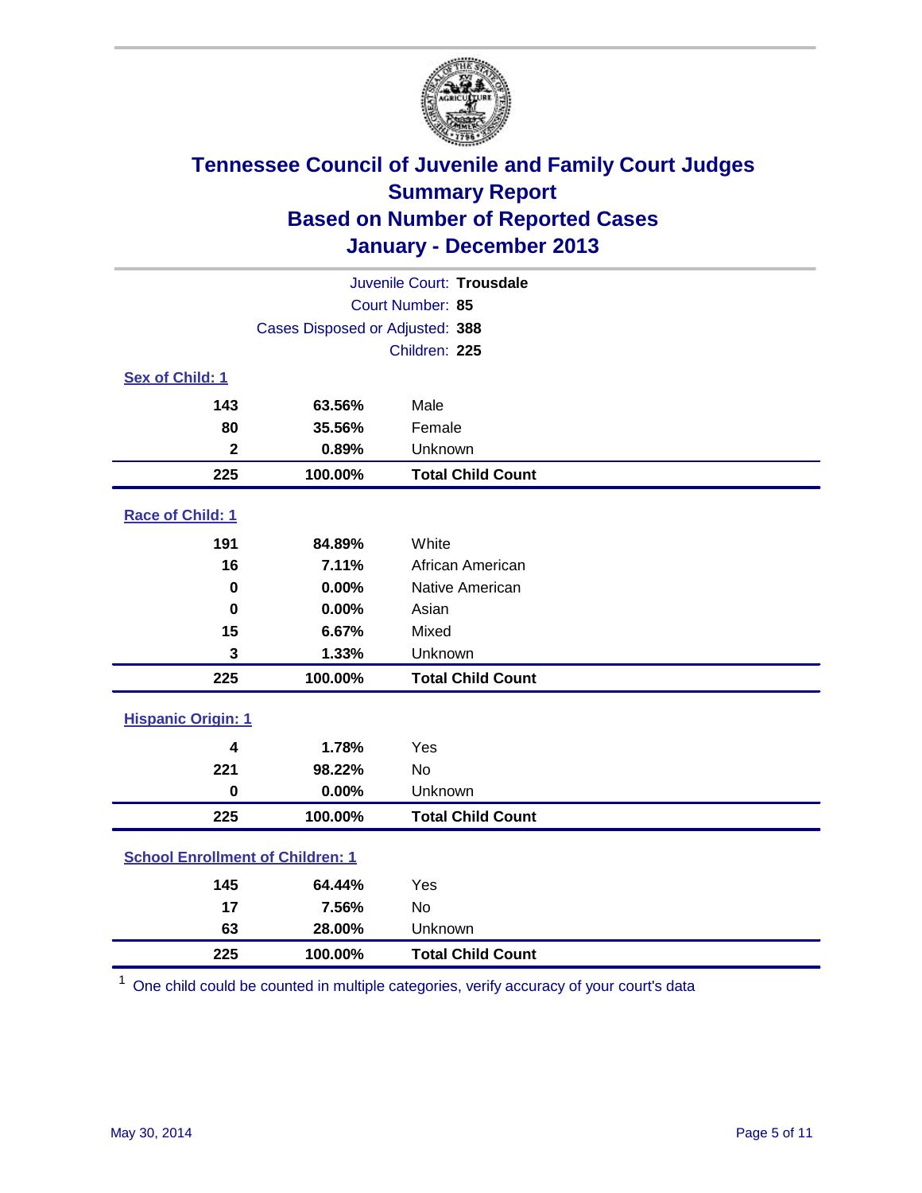# Tennessee Council of Juvenile and Family Court Judges
## Summary Report
## Based on Number of Reported Cases
## January - December 2013

Juvenile Court: **Trousdale**
Court Number: **85**
Cases Disposed or Adjusted: **388**
Children: **225**

### Sex of Child: 1

| | | |
|---|---|---|
| **143** | **63.56%** | Male |
| **80** | **35.56%** | Female |
| **2** | **0.89%** | Unknown |
| **225** | **100.00%** | **Total Child Count** |

### Race of Child: 1

| | | |
|---|---|---|
| **191** | **84.89%** | White |
| **16** | **7.11%** | African American |
| **0** | **0.00%** | Native American |
| **0** | **0.00%** | Asian |
| **15** | **6.67%** | Mixed |
| **3** | **1.33%** | Unknown |
| **225** | **100.00%** | **Total Child Count** |

### Hispanic Origin: 1

| | | |
|---|---|---|
| **4** | **1.78%** | Yes |
| **221** | **98.22%** | No |
| **0** | **0.00%** | Unknown |
| **225** | **100.00%** | **Total Child Count** |

### School Enrollment of Children: 1

| | | |
|---|---|---|
| **145** | **64.44%** | Yes |
| **17** | **7.56%** | No |
| **63** | **28.00%** | Unknown |
| **225** | **100.00%** | **Total Child Count** |

[1] One child could be counted in multiple categories, verify accuracy of your court's data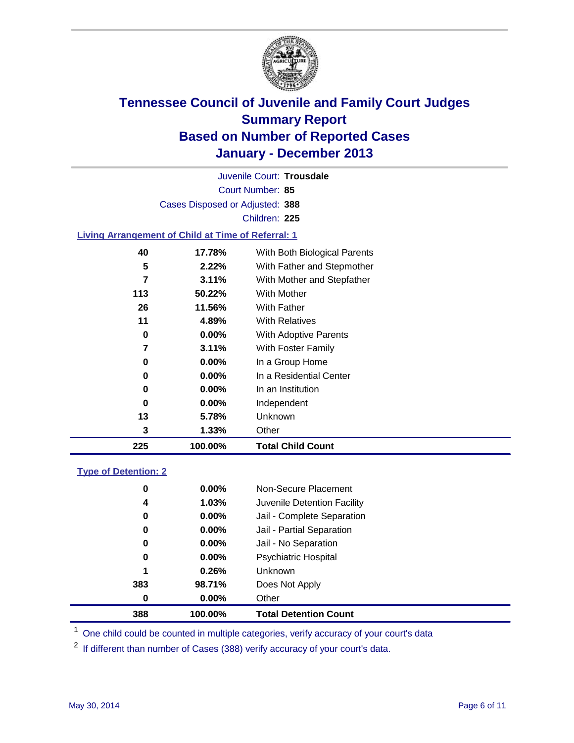# Tennessee Council of Juvenile and Family Court Judges
## Summary Report
## Based on Number of Reported Cases
## January - December 2013

Juvenile Court: **Trousdale**

Court Number: **85**

Cases Disposed or Adjusted: **388**

Children: **225**

### Living Arrangement of Child at Time of Referral: 1

| Count | Percent | Category |
|---|---|---|
| 40 | 17.78% | With Both Biological Parents |
| 5 | 2.22% | With Father and Stepmother |
| 7 | 3.11% | With Mother and Stepfather |
| 113 | 50.22% | With Mother |
| 26 | 11.56% | With Father |
| 11 | 4.89% | With Relatives |
| 0 | 0.00% | With Adoptive Parents |
| 7 | 3.11% | With Foster Family |
| 0 | 0.00% | In a Group Home |
| 0 | 0.00% | In a Residential Center |
| 0 | 0.00% | In an Institution |
| 0 | 0.00% | Independent |
| 13 | 5.78% | Unknown |
| 3 | 1.33% | Other |
| **225** | **100.00%** | **Total Child Count** |

### Type of Detention: 2

| Count | Percent | Category |
|---|---|---|
| 0 | 0.00% | Non-Secure Placement |
| 4 | 1.03% | Juvenile Detention Facility |
| 0 | 0.00% | Jail - Complete Separation |
| 0 | 0.00% | Jail - Partial Separation |
| 0 | 0.00% | Jail - No Separation |
| 0 | 0.00% | Psychiatric Hospital |
| 1 | 0.26% | Unknown |
| 383 | 98.71% | Does Not Apply |
| 0 | 0.00% | Other |
| **388** | **100.00%** | **Total Detention Count** |

[1] One child could be counted in multiple categories, verify accuracy of your court's data

[2] If different than number of Cases (388) verify accuracy of your court's data.

May 30, 2014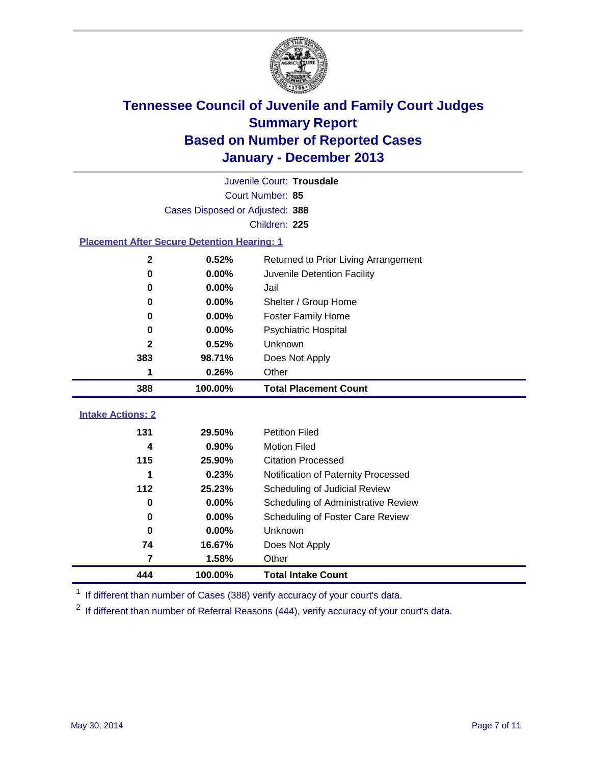# Tennessee Council of Juvenile and Family Court Judges
## Summary Report
## Based on Number of Reported Cases
## January - December 2013

Juvenile Court: **Trousdale**
Court Number: **85**
Cases Disposed or Adjusted: **388**
Children: **225**

### Placement After Secure Detention Hearing: 1

| Count | Percent | Placement |
|---|---|---|
| 2 | 0.52% | Returned to Prior Living Arrangement |
| 0 | 0.00% | Juvenile Detention Facility |
| 0 | 0.00% | Jail |
| 0 | 0.00% | Shelter / Group Home |
| 0 | 0.00% | Foster Family Home |
| 0 | 0.00% | Psychiatric Hospital |
| 2 | 0.52% | Unknown |
| 383 | 98.71% | Does Not Apply |
| 1 | 0.26% | Other |
| **388** | **100.00%** | **Total Placement Count** |

### Intake Actions: 2

| Count | Percent | Intake Action |
|---|---|---|
| 131 | 29.50% | Petition Filed |
| 4 | 0.90% | Motion Filed |
| 115 | 25.90% | Citation Processed |
| 1 | 0.23% | Notification of Paternity Processed |
| 112 | 25.23% | Scheduling of Judicial Review |
| 0 | 0.00% | Scheduling of Administrative Review |
| 0 | 0.00% | Scheduling of Foster Care Review |
| 0 | 0.00% | Unknown |
| 74 | 16.67% | Does Not Apply |
| 7 | 1.58% | Other |
| **444** | **100.00%** | **Total Intake Count** |

[1] If different than number of Cases (388) verify accuracy of your court's data.

[2] If different than number of Referral Reasons (444), verify accuracy of your court's data.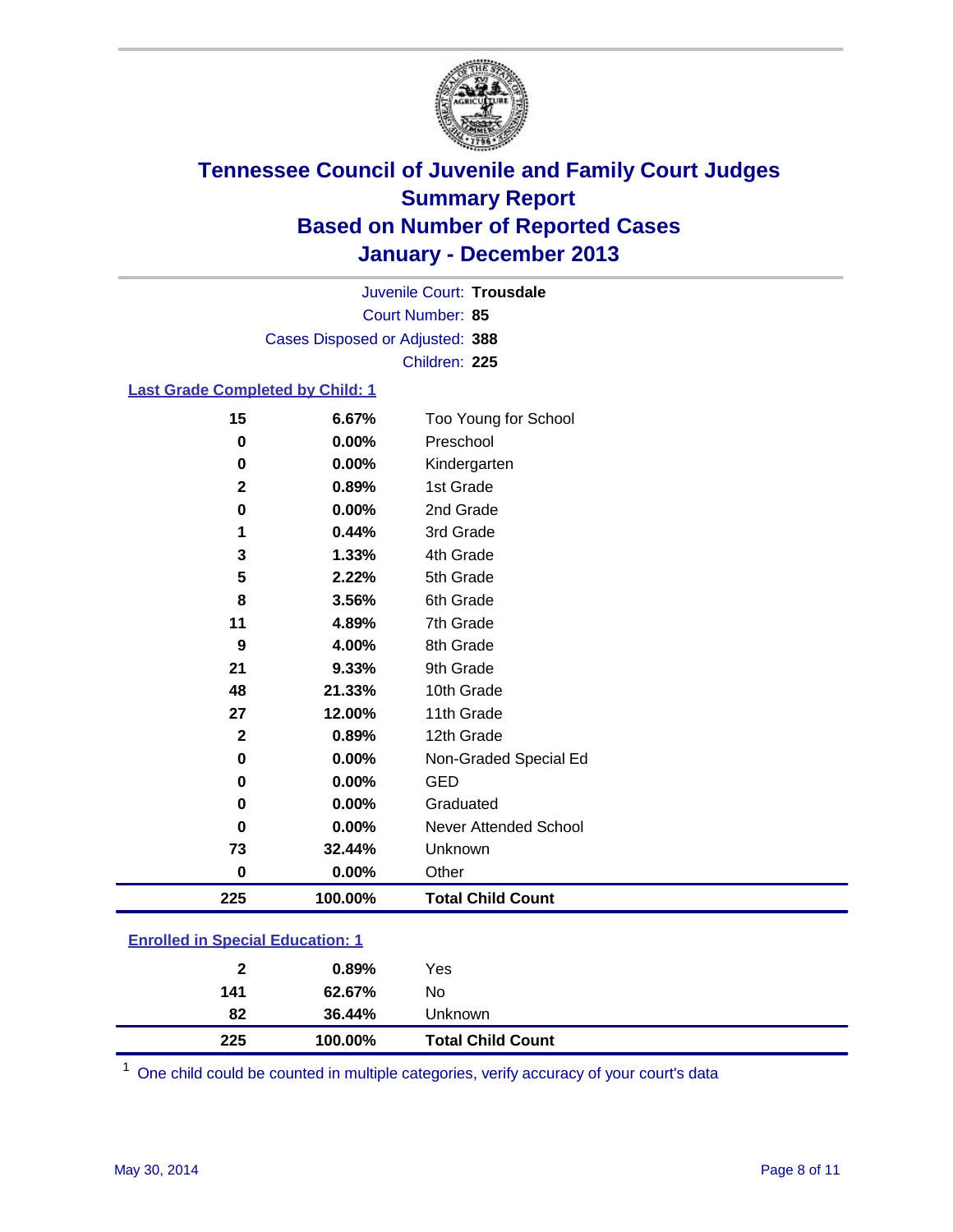# Tennessee Council of Juvenile and Family Court Judges
## Summary Report
## Based on Number of Reported Cases
## January - December 2013

Juvenile Court: **Trousdale**
Court Number: **85**
Cases Disposed or Adjusted: **388**
Children: **225**

### Last Grade Completed by Child: 1

| | | |
|---|---|---|
| 15 | 6.67% | Too Young for School |
| 0 | 0.00% | Preschool |
| 0 | 0.00% | Kindergarten |
| 2 | 0.89% | 1st Grade |
| 0 | 0.00% | 2nd Grade |
| 1 | 0.44% | 3rd Grade |
| 3 | 1.33% | 4th Grade |
| 5 | 2.22% | 5th Grade |
| 8 | 3.56% | 6th Grade |
| 11 | 4.89% | 7th Grade |
| 9 | 4.00% | 8th Grade |
| 21 | 9.33% | 9th Grade |
| 48 | 21.33% | 10th Grade |
| 27 | 12.00% | 11th Grade |
| 2 | 0.89% | 12th Grade |
| 0 | 0.00% | Non-Graded Special Ed |
| 0 | 0.00% | GED |
| 0 | 0.00% | Graduated |
| 0 | 0.00% | Never Attended School |
| 73 | 32.44% | Unknown |
| 0 | 0.00% | Other |
| **225** | **100.00%** | **Total Child Count** |

### Enrolled in Special Education: 1

| | | |
|---|---|---|
| 2 | 0.89% | Yes |
| 141 | 62.67% | No |
| 82 | 36.44% | Unknown |
| **225** | **100.00%** | **Total Child Count** |

[1] One child could be counted in multiple categories, verify accuracy of your court's data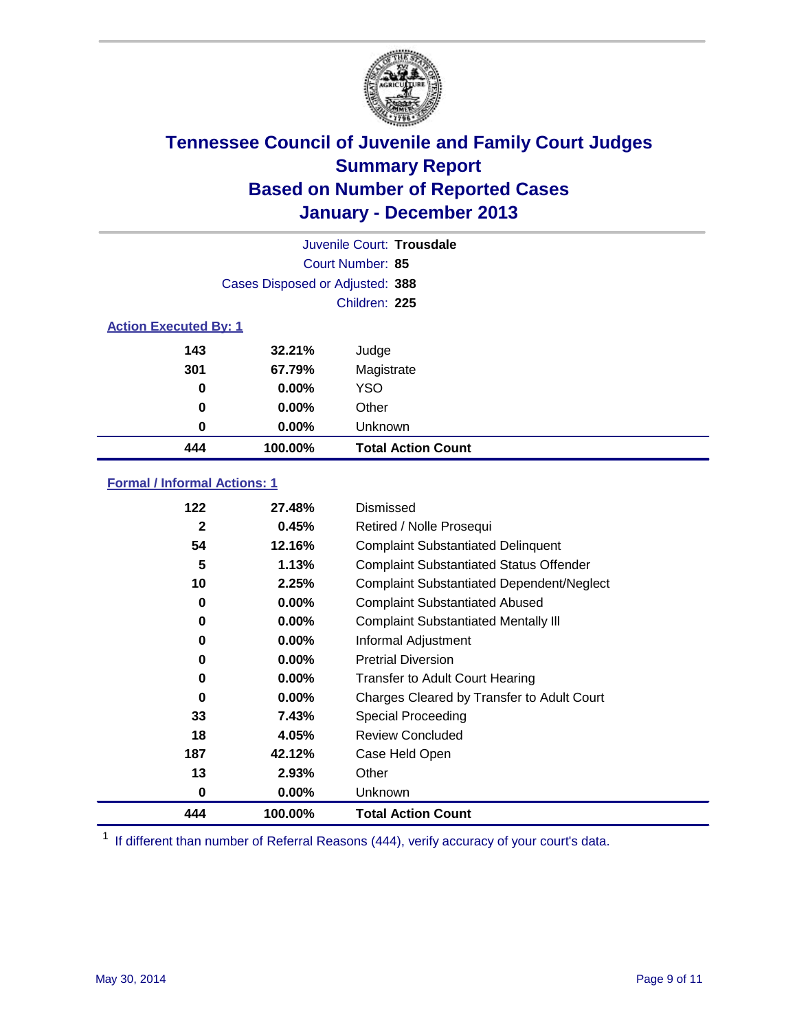# Tennessee Council of Juvenile and Family Court Judges
## Summary Report
## Based on Number of Reported Cases
## January - December 2013

Juvenile Court: **Trousdale**

Court Number: **85**

Cases Disposed or Adjusted: **388**

Children: **225**

### Action Executed By: 1

| | | |
|---|---|---|
| 143 | 32.21% | Judge |
| 301 | 67.79% | Magistrate |
| 0 | 0.00% | YSO |
| 0 | 0.00% | Other |
| 0 | 0.00% | Unknown |
| **444** | **100.00%** | **Total Action Count** |

### Formal / Informal Actions: 1

| | | |
|---|---|---|
| 122 | 27.48% | Dismissed |
| 2 | 0.45% | Retired / Nolle Prosequi |
| 54 | 12.16% | Complaint Substantiated Delinquent |
| 5 | 1.13% | Complaint Substantiated Status Offender |
| 10 | 2.25% | Complaint Substantiated Dependent/Neglect |
| 0 | 0.00% | Complaint Substantiated Abused |
| 0 | 0.00% | Complaint Substantiated Mentally Ill |
| 0 | 0.00% | Informal Adjustment |
| 0 | 0.00% | Pretrial Diversion |
| 0 | 0.00% | Transfer to Adult Court Hearing |
| 0 | 0.00% | Charges Cleared by Transfer to Adult Court |
| 33 | 7.43% | Special Proceeding |
| 18 | 4.05% | Review Concluded |
| 187 | 42.12% | Case Held Open |
| 13 | 2.93% | Other |
| 0 | 0.00% | Unknown |
| **444** | **100.00%** | **Total Action Count** |

[1] If different than number of Referral Reasons (444), verify accuracy of your court's data.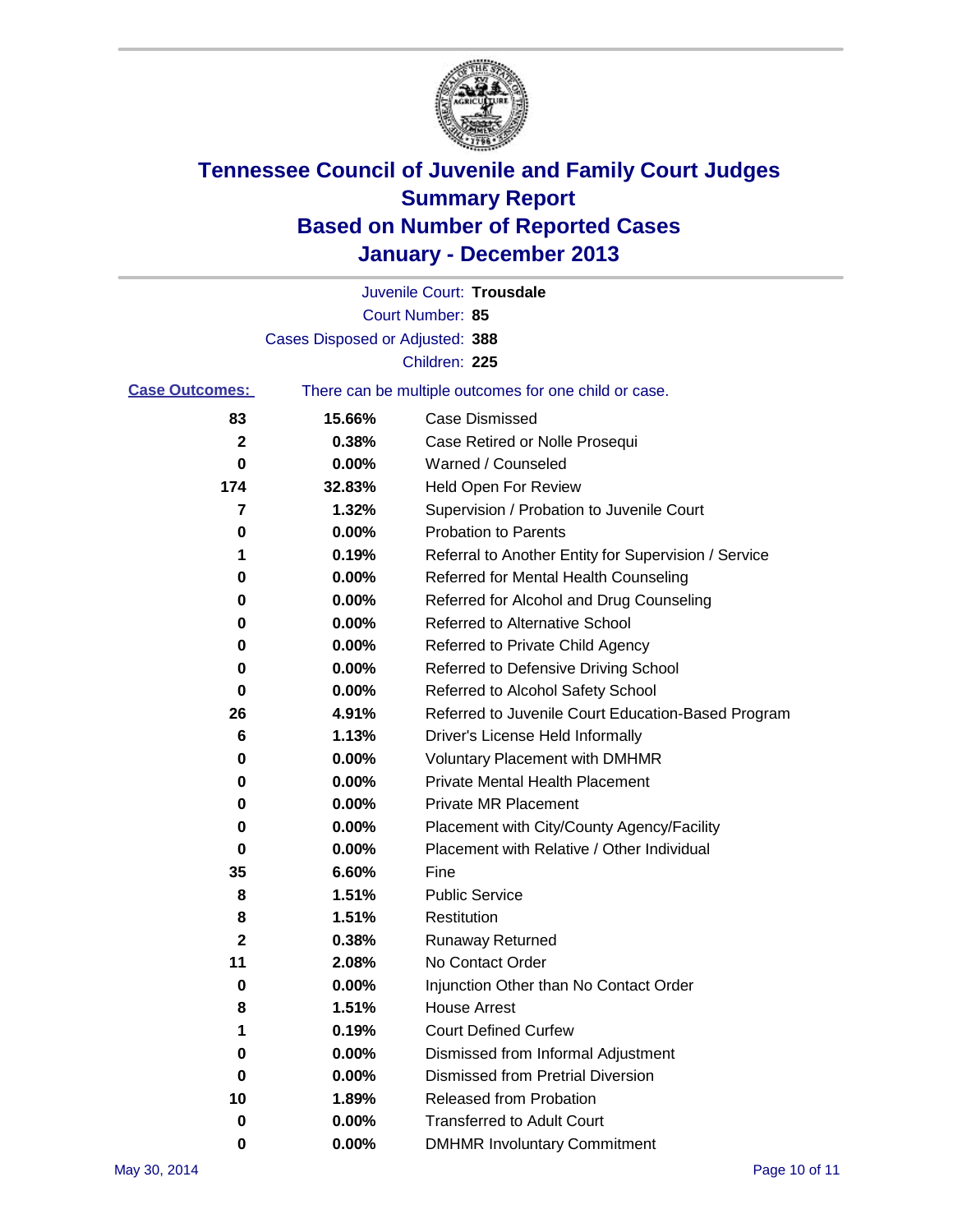# Tennessee Council of Juvenile and Family Court Judges
## Summary Report
## Based on Number of Reported Cases
## January - December 2013

Juvenile Court: **Trousdale**

Court Number: **85**

Cases Disposed or Adjusted: **388**

Children: **225**

**Case Outcomes:** There can be multiple outcomes for one child or case.

| Count | Percent | Outcome |
|---|---|---|
| 83 | 15.66% | Case Dismissed |
| 2 | 0.38% | Case Retired or Nolle Prosequi |
| 0 | 0.00% | Warned / Counseled |
| 174 | 32.83% | Held Open For Review |
| 7 | 1.32% | Supervision / Probation to Juvenile Court |
| 0 | 0.00% | Probation to Parents |
| 1 | 0.19% | Referral to Another Entity for Supervision / Service |
| 0 | 0.00% | Referred for Mental Health Counseling |
| 0 | 0.00% | Referred for Alcohol and Drug Counseling |
| 0 | 0.00% | Referred to Alternative School |
| 0 | 0.00% | Referred to Private Child Agency |
| 0 | 0.00% | Referred to Defensive Driving School |
| 0 | 0.00% | Referred to Alcohol Safety School |
| 26 | 4.91% | Referred to Juvenile Court Education-Based Program |
| 6 | 1.13% | Driver's License Held Informally |
| 0 | 0.00% | Voluntary Placement with DMHMR |
| 0 | 0.00% | Private Mental Health Placement |
| 0 | 0.00% | Private MR Placement |
| 0 | 0.00% | Placement with City/County Agency/Facility |
| 0 | 0.00% | Placement with Relative / Other Individual |
| 35 | 6.60% | Fine |
| 8 | 1.51% | Public Service |
| 8 | 1.51% | Restitution |
| 2 | 0.38% | Runaway Returned |
| 11 | 2.08% | No Contact Order |
| 0 | 0.00% | Injunction Other than No Contact Order |
| 8 | 1.51% | House Arrest |
| 1 | 0.19% | Court Defined Curfew |
| 0 | 0.00% | Dismissed from Informal Adjustment |
| 0 | 0.00% | Dismissed from Pretrial Diversion |
| 10 | 1.89% | Released from Probation |
| 0 | 0.00% | Transferred to Adult Court |
| 0 | 0.00% | DMHMR Involuntary Commitment |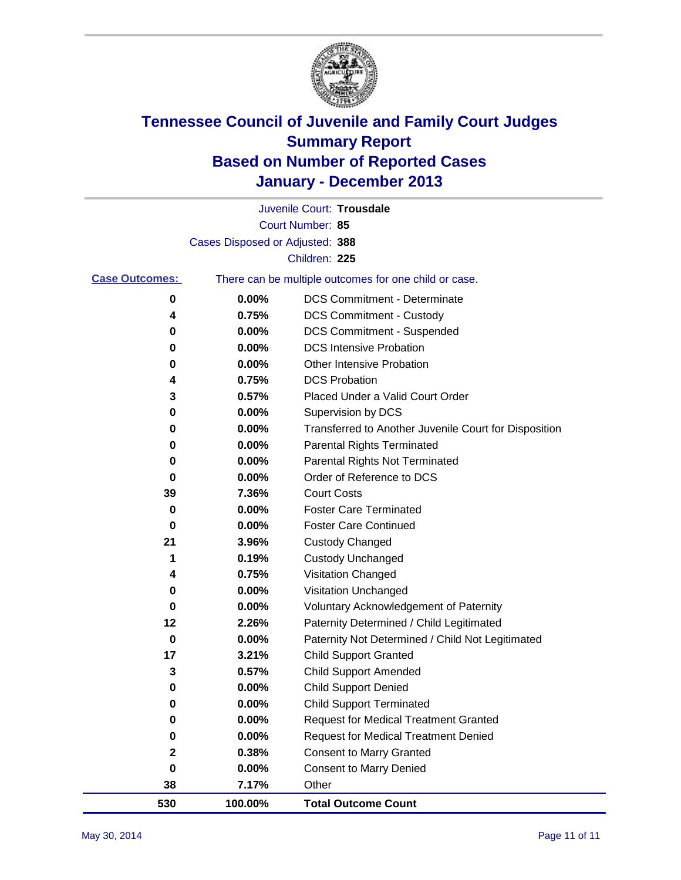# Tennessee Council of Juvenile and Family Court Judges
## Summary Report
## Based on Number of Reported Cases
## January - December 2013

Juvenile Court: **Trousdale**

Court Number: **85**

Cases Disposed or Adjusted: **388**

Children: **225**

**Case Outcomes:** There can be multiple outcomes for one child or case.

| | | |
|---|---|---|
| 0 | 0.00% | DCS Commitment - Determinate |
| 4 | 0.75% | DCS Commitment - Custody |
| 0 | 0.00% | DCS Commitment - Suspended |
| 0 | 0.00% | DCS Intensive Probation |
| 0 | 0.00% | Other Intensive Probation |
| 4 | 0.75% | DCS Probation |
| 3 | 0.57% | Placed Under a Valid Court Order |
| 0 | 0.00% | Supervision by DCS |
| 0 | 0.00% | Transferred to Another Juvenile Court for Disposition |
| 0 | 0.00% | Parental Rights Terminated |
| 0 | 0.00% | Parental Rights Not Terminated |
| 0 | 0.00% | Order of Reference to DCS |
| 39 | 7.36% | Court Costs |
| 0 | 0.00% | Foster Care Terminated |
| 0 | 0.00% | Foster Care Continued |
| 21 | 3.96% | Custody Changed |
| 1 | 0.19% | Custody Unchanged |
| 4 | 0.75% | Visitation Changed |
| 0 | 0.00% | Visitation Unchanged |
| 0 | 0.00% | Voluntary Acknowledgement of Paternity |
| 12 | 2.26% | Paternity Determined / Child Legitimated |
| 0 | 0.00% | Paternity Not Determined / Child Not Legitimated |
| 17 | 3.21% | Child Support Granted |
| 3 | 0.57% | Child Support Amended |
| 0 | 0.00% | Child Support Denied |
| 0 | 0.00% | Child Support Terminated |
| 0 | 0.00% | Request for Medical Treatment Granted |
| 0 | 0.00% | Request for Medical Treatment Denied |
| 2 | 0.38% | Consent to Marry Granted |
| 0 | 0.00% | Consent to Marry Denied |
| 38 | 7.17% | Other |
| **530** | **100.00%** | **Total Outcome Count** |

May 30, 2014